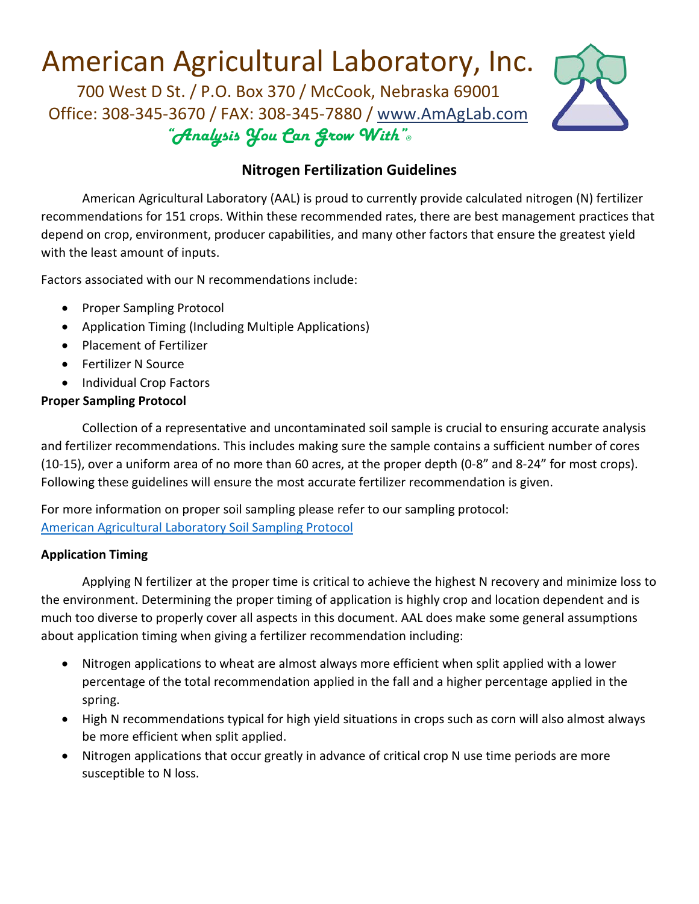# American Agricultural Laboratory, Inc.

700 West D St. / P.O. Box 370 / McCook, Nebraska 69001
Office: 308-345-3670 / FAX: 308-345-7880 / www.AmAgLab.com

*"Analysis You Can Grow With"®*

## Nitrogen Fertilization Guidelines

American Agricultural Laboratory (AAL) is proud to currently provide calculated nitrogen (N) fertilizer recommendations for 151 crops. Within these recommended rates, there are best management practices that depend on crop, environment, producer capabilities, and many other factors that ensure the greatest yield with the least amount of inputs.

Factors associated with our N recommendations include:

- Proper Sampling Protocol
- Application Timing (Including Multiple Applications)
- Placement of Fertilizer
- Fertilizer N Source
- Individual Crop Factors

**Proper Sampling Protocol**

Collection of a representative and uncontaminated soil sample is crucial to ensuring accurate analysis and fertilizer recommendations. This includes making sure the sample contains a sufficient number of cores (10-15), over a uniform area of no more than 60 acres, at the proper depth (0-8" and 8-24" for most crops). Following these guidelines will ensure the most accurate fertilizer recommendation is given.

For more information on proper soil sampling please refer to our sampling protocol:
American Agricultural Laboratory Soil Sampling Protocol

**Application Timing**

Applying N fertilizer at the proper time is critical to achieve the highest N recovery and minimize loss to the environment. Determining the proper timing of application is highly crop and location dependent and is much too diverse to properly cover all aspects in this document. AAL does make some general assumptions about application timing when giving a fertilizer recommendation including:

- Nitrogen applications to wheat are almost always more efficient when split applied with a lower percentage of the total recommendation applied in the fall and a higher percentage applied in the spring.
- High N recommendations typical for high yield situations in crops such as corn will also almost always be more efficient when split applied.
- Nitrogen applications that occur greatly in advance of critical crop N use time periods are more susceptible to N loss.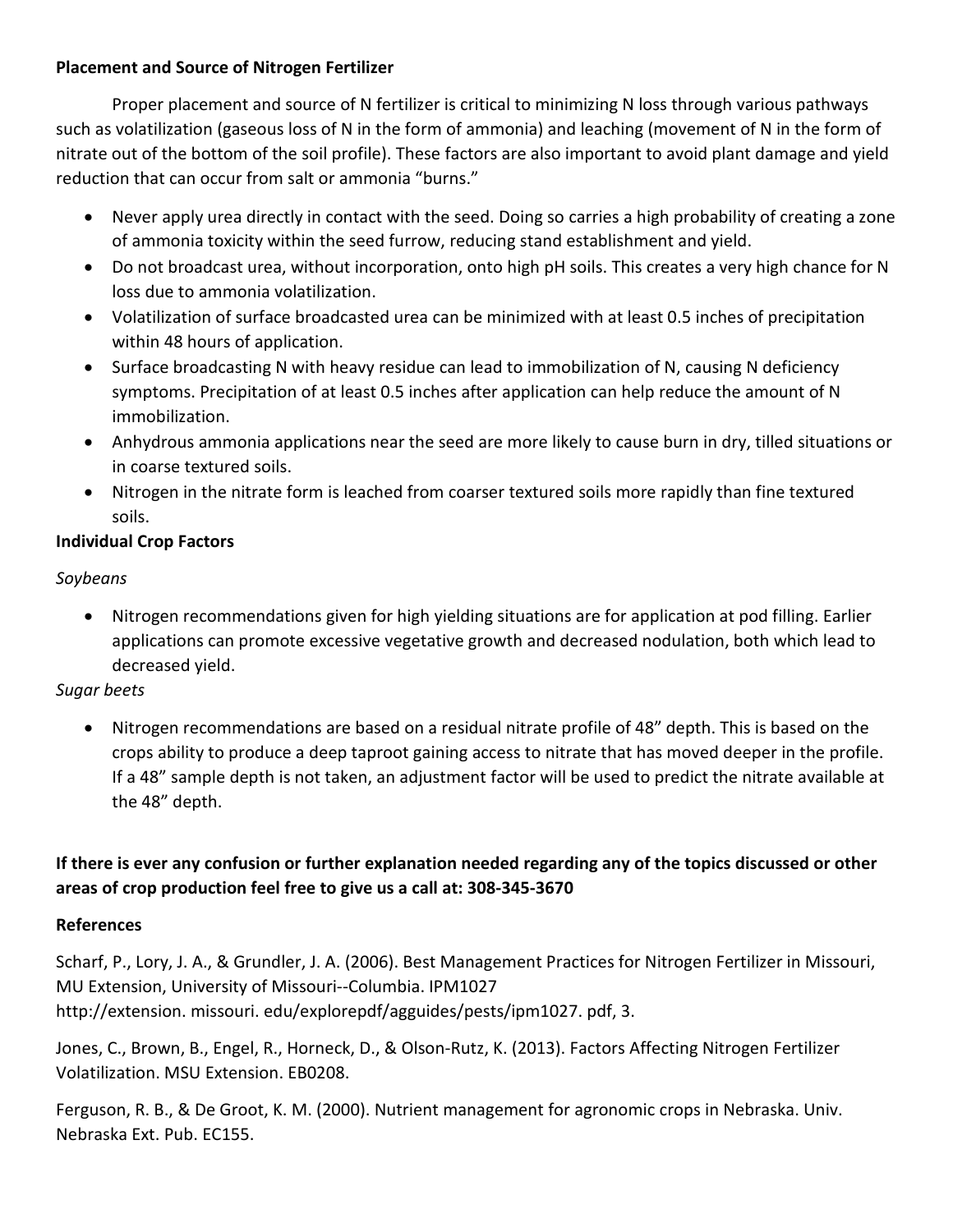**Placement and Source of Nitrogen Fertilizer**

Proper placement and source of N fertilizer is critical to minimizing N loss through various pathways such as volatilization (gaseous loss of N in the form of ammonia) and leaching (movement of N in the form of nitrate out of the bottom of the soil profile). These factors are also important to avoid plant damage and yield reduction that can occur from salt or ammonia "burns."

- Never apply urea directly in contact with the seed. Doing so carries a high probability of creating a zone of ammonia toxicity within the seed furrow, reducing stand establishment and yield.
- Do not broadcast urea, without incorporation, onto high pH soils. This creates a very high chance for N loss due to ammonia volatilization.
- Volatilization of surface broadcasted urea can be minimized with at least 0.5 inches of precipitation within 48 hours of application.
- Surface broadcasting N with heavy residue can lead to immobilization of N, causing N deficiency symptoms. Precipitation of at least 0.5 inches after application can help reduce the amount of N immobilization.
- Anhydrous ammonia applications near the seed are more likely to cause burn in dry, tilled situations or in coarse textured soils.
- Nitrogen in the nitrate form is leached from coarser textured soils more rapidly than fine textured soils.

**Individual Crop Factors**

*Soybeans*

- Nitrogen recommendations given for high yielding situations are for application at pod filling. Earlier applications can promote excessive vegetative growth and decreased nodulation, both which lead to decreased yield.

*Sugar beets*

- Nitrogen recommendations are based on a residual nitrate profile of 48" depth. This is based on the crops ability to produce a deep taproot gaining access to nitrate that has moved deeper in the profile. If a 48" sample depth is not taken, an adjustment factor will be used to predict the nitrate available at the 48" depth.

**If there is ever any confusion or further explanation needed regarding any of the topics discussed or other areas of crop production feel free to give us a call at: 308-345-3670**

**References**

Scharf, P., Lory, J. A., & Grundler, J. A. (2006). Best Management Practices for Nitrogen Fertilizer in Missouri, MU Extension, University of Missouri--Columbia. IPM1027
http://extension. missouri. edu/explorepdf/agguides/pests/ipm1027. pdf, 3.

Jones, C., Brown, B., Engel, R., Horneck, D., & Olson-Rutz, K. (2013). Factors Affecting Nitrogen Fertilizer Volatilization. MSU Extension. EB0208.

Ferguson, R. B., & De Groot, K. M. (2000). Nutrient management for agronomic crops in Nebraska. Univ. Nebraska Ext. Pub. EC155.